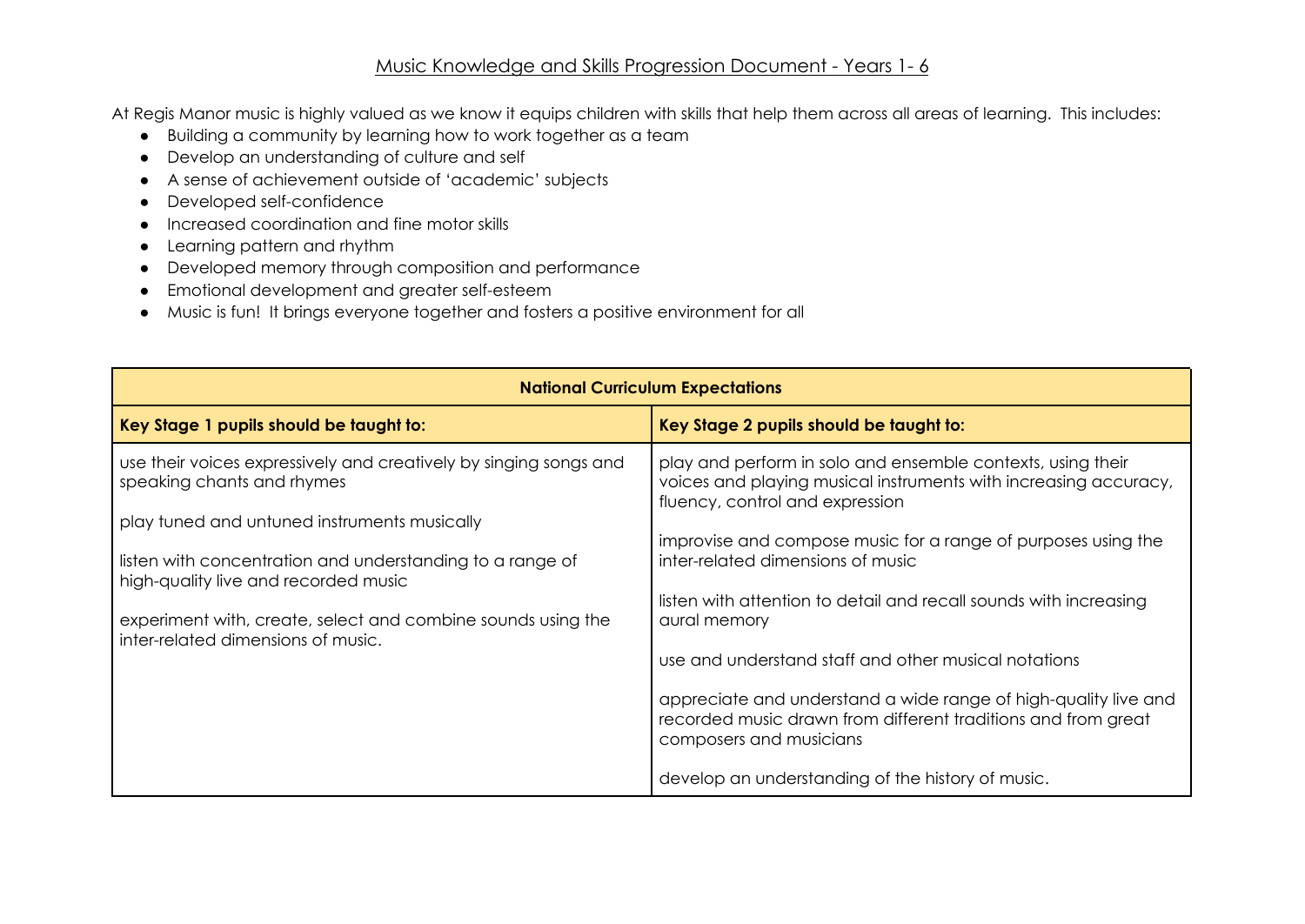# Music Knowledge and Skills Progression Document - Years 1- 6

At Regis Manor music is highly valued as we know it equips children with skills that help them across all areas of learning. This includes:

- Building a community by learning how to work together as a team
- Develop an understanding of culture and self
- A sense of achievement outside of 'academic' subjects
- Developed self-confidence
- Increased coordination and fine motor skills
- Learning pattern and rhythm
- Developed memory through composition and performance
- Emotional development and greater self-esteem
- Music is fun! It brings everyone together and fosters a positive environment for all

| **National Curriculum Expectations** | |
|---|---|
| **Key Stage 1 pupils should be taught to:** | **Key Stage 2 pupils should be taught to:** |
| use their voices expressively and creatively by singing songs and speaking chants and rhymes<br><br>play tuned and untuned instruments musically<br><br>listen with concentration and understanding to a range of high-quality live and recorded music<br><br>experiment with, create, select and combine sounds using the inter-related dimensions of music. | play and perform in solo and ensemble contexts, using their voices and playing musical instruments with increasing accuracy, fluency, control and expression<br><br>improvise and compose music for a range of purposes using the inter-related dimensions of music<br><br>listen with attention to detail and recall sounds with increasing aural memory<br><br>use and understand staff and other musical notations<br><br>appreciate and understand a wide range of high-quality live and recorded music drawn from different traditions and from great composers and musicians<br><br>develop an understanding of the history of music. |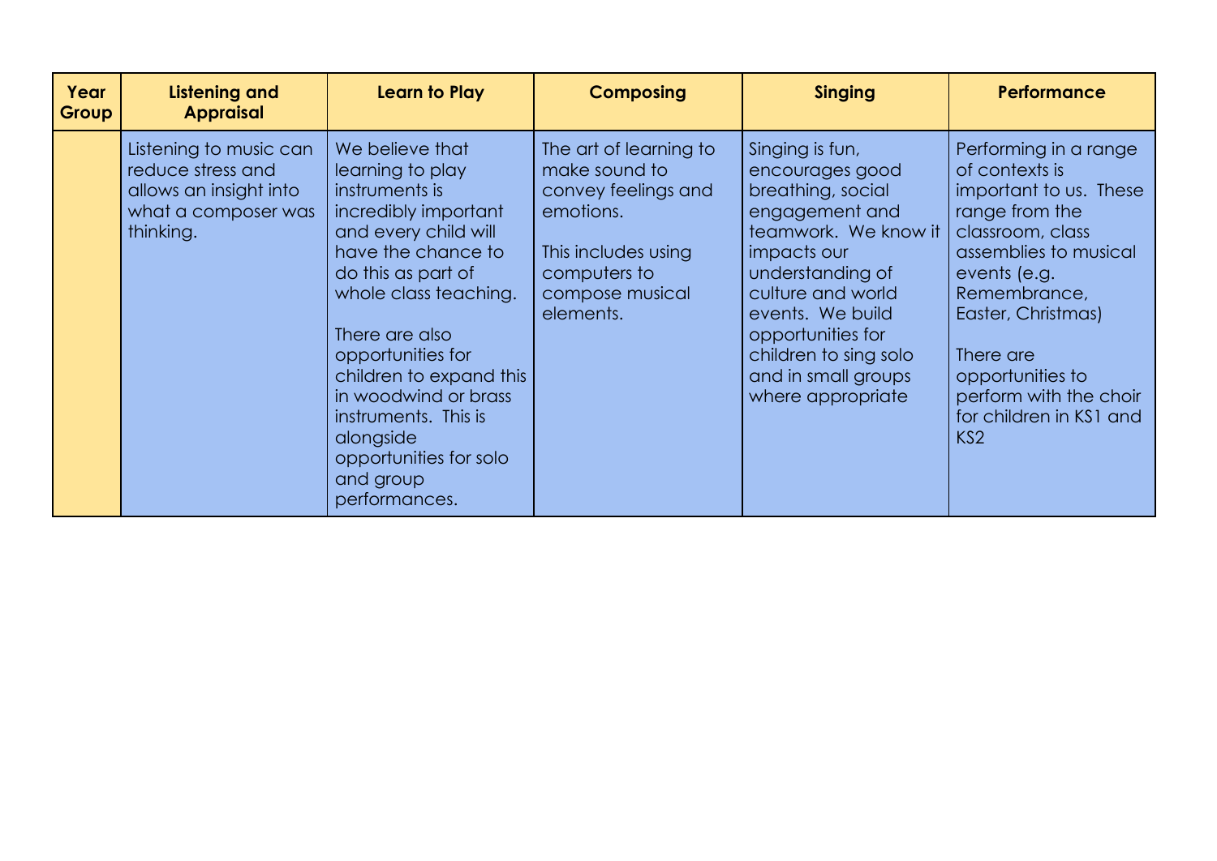| Year Group | Listening and Appraisal | Learn to Play | Composing | Singing | Performance |
|---|---|---|---|---|---|
| | Listening to music can reduce stress and allows an insight into what a composer was thinking. | We believe that learning to play instruments is incredibly important and every child will have the chance to do this as part of whole class teaching.<br><br>There are also opportunities for children to expand this in woodwind or brass instruments. This is alongside opportunities for solo and group performances. | The art of learning to make sound to convey feelings and emotions.<br><br>This includes using computers to compose musical elements. | Singing is fun, encourages good breathing, social engagement and teamwork. We know it impacts our understanding of culture and world events. We build opportunities for children to sing solo and in small groups where appropriate | Performing in a range of contexts is important to us. These range from the classroom, class assemblies to musical events (e.g. Remembrance, Easter, Christmas)<br><br>There are opportunities to perform with the choir for children in KS1 and KS2 |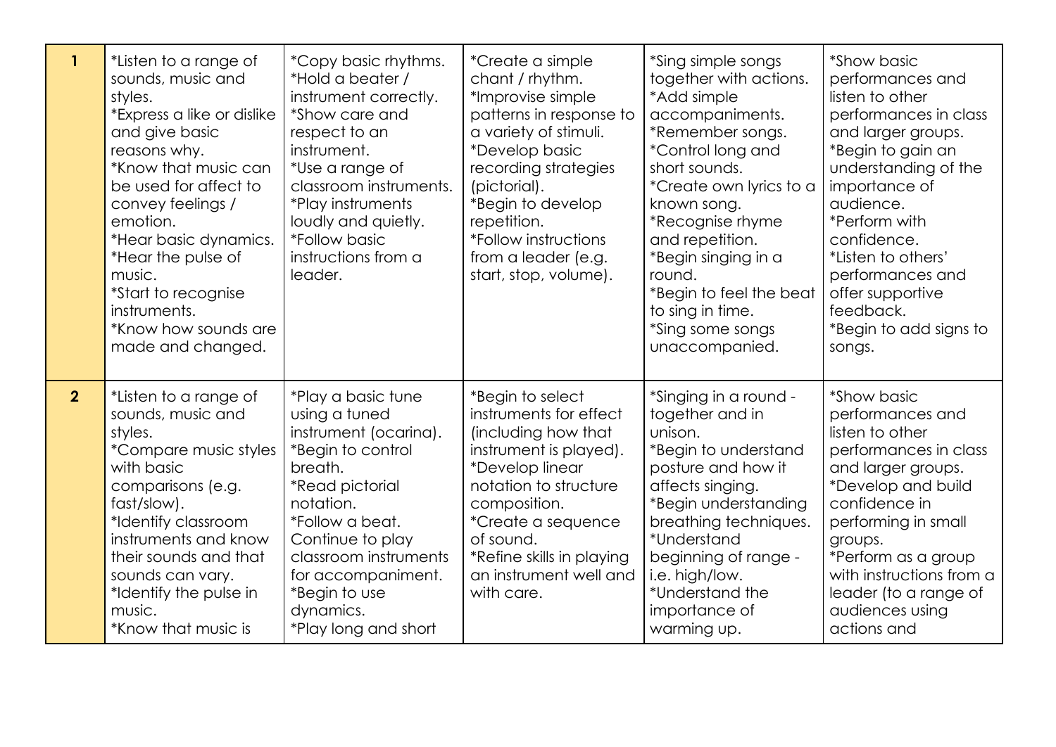| | | | | | |
|---|---|---|---|---|---|
| **1** | *Listen to a range of sounds, music and styles.<br>*Express a like or dislike and give basic reasons why.<br>*Know that music can be used for affect to convey feelings / emotion.<br>*Hear basic dynamics.<br>*Hear the pulse of music.<br>*Start to recognise instruments.<br>*Know how sounds are made and changed. | *Copy basic rhythms.<br>*Hold a beater / instrument correctly.<br>*Show care and respect to an instrument.<br>*Use a range of classroom instruments.<br>*Play instruments loudly and quietly.<br>*Follow basic instructions from a leader. | *Create a simple chant / rhythm.<br>*Improvise simple patterns in response to a variety of stimuli.<br>*Develop basic recording strategies (pictorial).<br>*Begin to develop repetition.<br>*Follow instructions from a leader (e.g. start, stop, volume). | *Sing simple songs together with actions.<br>*Add simple accompaniments.<br>*Remember songs.<br>*Control long and short sounds.<br>*Create own lyrics to a known song.<br>*Recognise rhyme and repetition.<br>*Begin singing in a round.<br>*Begin to feel the beat to sing in time.<br>*Sing some songs unaccompanied. | *Show basic performances and listen to other performances in class and larger groups.<br>*Begin to gain an understanding of the importance of audience.<br>*Perform with confidence.<br>*Listen to others' performances and offer supportive feedback.<br>*Begin to add signs to songs. |
| **2** | *Listen to a range of sounds, music and styles.<br>*Compare music styles with basic comparisons (e.g. fast/slow).<br>*Identify classroom instruments and know their sounds and that sounds can vary.<br>*Identify the pulse in music.<br>*Know that music is | *Play a basic tune using a tuned instrument (ocarina).<br>*Begin to control breath.<br>*Read pictorial notation.<br>*Follow a beat. Continue to play classroom instruments for accompaniment.<br>*Begin to use dynamics.<br>*Play long and short | *Begin to select instruments for effect (including how that instrument is played).<br>*Develop linear notation to structure composition.<br>*Create a sequence of sound.<br>*Refine skills in playing an instrument well and with care. | *Singing in a round - together and in unison.<br>*Begin to understand posture and how it affects singing.<br>*Begin understanding breathing techniques.<br>*Understand beginning of range - i.e. high/low.<br>*Understand the importance of warming up. | *Show basic performances and listen to other performances in class and larger groups.<br>*Develop and build confidence in performing in small groups.<br>*Perform as a group with instructions from a leader (to a range of audiences using actions and |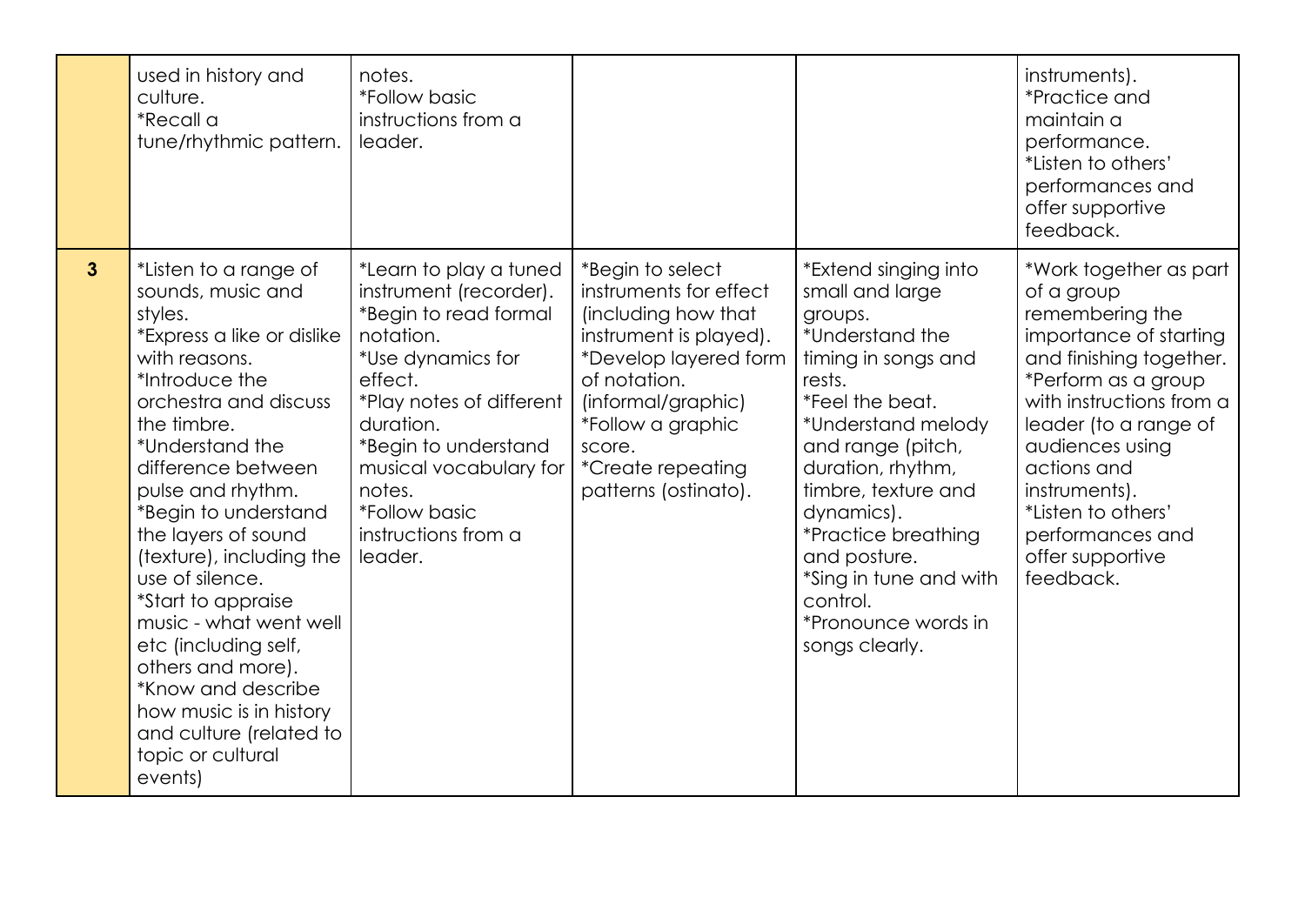| | | | | | |
|---|---|---|---|---|---|
| | used in history and culture.<br>*Recall a tune/rhythmic pattern. | notes.<br>*Follow basic instructions from a leader. | | | instruments).<br>*Practice and maintain a performance.<br>*Listen to others' performances and offer supportive feedback. |
| **3** | *Listen to a range of sounds, music and styles.<br>*Express a like or dislike with reasons.<br>*Introduce the orchestra and discuss the timbre.<br>*Understand the difference between pulse and rhythm.<br>*Begin to understand the layers of sound (texture), including the use of silence.<br>*Start to appraise music - what went well etc (including self, others and more).<br>*Know and describe how music is in history and culture (related to topic or cultural events) | *Learn to play a tuned instrument (recorder).<br>*Begin to read formal notation.<br>*Use dynamics for effect.<br>*Play notes of different duration.<br>*Begin to understand musical vocabulary for notes.<br>*Follow basic instructions from a leader. | *Begin to select instruments for effect (including how that instrument is played).<br>*Develop layered form of notation. (informal/graphic)<br>*Follow a graphic score.<br>*Create repeating patterns (ostinato). | *Extend singing into small and large groups.<br>*Understand the timing in songs and rests.<br>*Feel the beat.<br>*Understand melody and range (pitch, duration, rhythm, timbre, texture and dynamics).<br>*Practice breathing and posture.<br>*Sing in tune and with control.<br>*Pronounce words in songs clearly. | *Work together as part of a group remembering the importance of starting and finishing together.<br>*Perform as a group with instructions from a leader (to a range of audiences using actions and instruments).<br>*Listen to others' performances and offer supportive feedback. |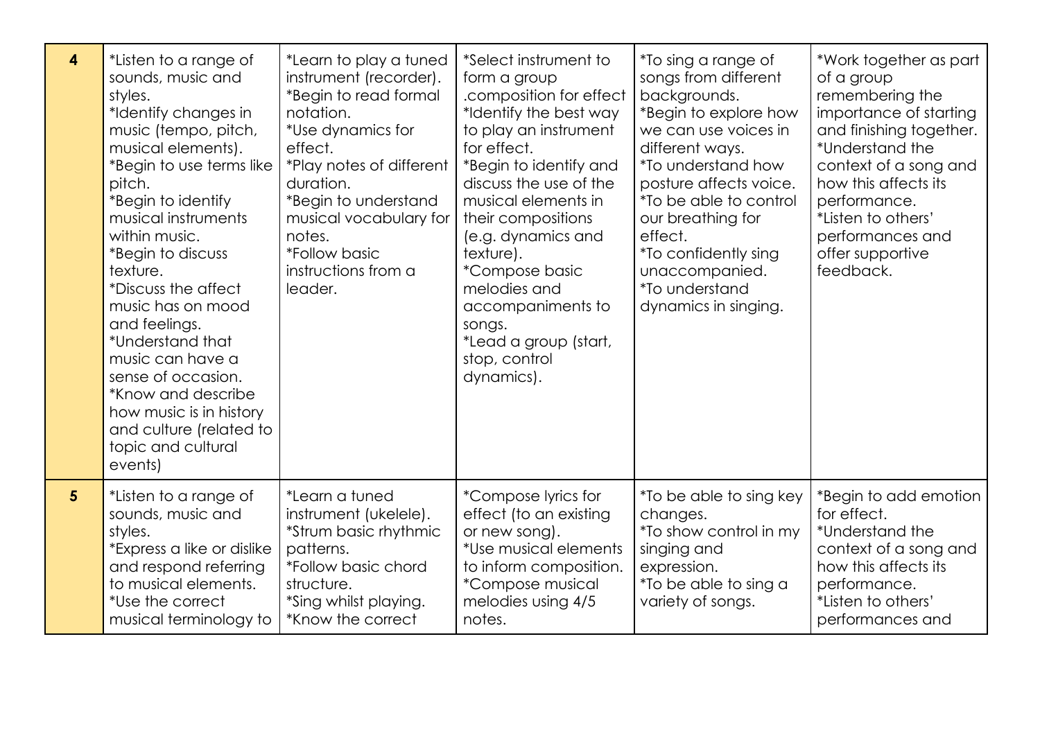| | | | | | |
|---|---|---|---|---|---|
| **4** | *Listen to a range of sounds, music and styles.<br>*Identify changes in music (tempo, pitch, musical elements).<br>*Begin to use terms like pitch.<br>*Begin to identify musical instruments within music.<br>*Begin to discuss texture.<br>*Discuss the affect music has on mood and feelings.<br>*Understand that music can have a sense of occasion.<br>*Know and describe how music is in history and culture (related to topic and cultural events) | *Learn to play a tuned instrument (recorder).<br>*Begin to read formal notation.<br>*Use dynamics for effect.<br>*Play notes of different duration.<br>*Begin to understand musical vocabulary for notes.<br>*Follow basic instructions from a leader. | *Select instrument to form a group .composition for effect<br>*Identify the best way to play an instrument for effect.<br>*Begin to identify and discuss the use of the musical elements in their compositions (e.g. dynamics and texture).<br>*Compose basic melodies and accompaniments to songs.<br>*Lead a group (start, stop, control dynamics). | *To sing a range of songs from different backgrounds.<br>*Begin to explore how we can use voices in different ways.<br>*To understand how posture affects voice.<br>*To be able to control our breathing for effect.<br>*To confidently sing unaccompanied.<br>*To understand dynamics in singing. | *Work together as part of a group remembering the importance of starting and finishing together.<br>*Understand the context of a song and how this affects its performance.<br>*Listen to others' performances and offer supportive feedback. |
| **5** | *Listen to a range of sounds, music and styles.<br>*Express a like or dislike and respond referring to musical elements.<br>*Use the correct musical terminology to | *Learn a tuned instrument (ukelele).<br>*Strum basic rhythmic patterns.<br>*Follow basic chord structure.<br>*Sing whilst playing.<br>*Know the correct | *Compose lyrics for effect (to an existing or new song).<br>*Use musical elements to inform composition.<br>*Compose musical melodies using 4/5 notes. | *To be able to sing key changes.<br>*To show control in my singing and expression.<br>*To be able to sing a variety of songs. | *Begin to add emotion for effect.<br>*Understand the context of a song and how this affects its performance.<br>*Listen to others' performances and |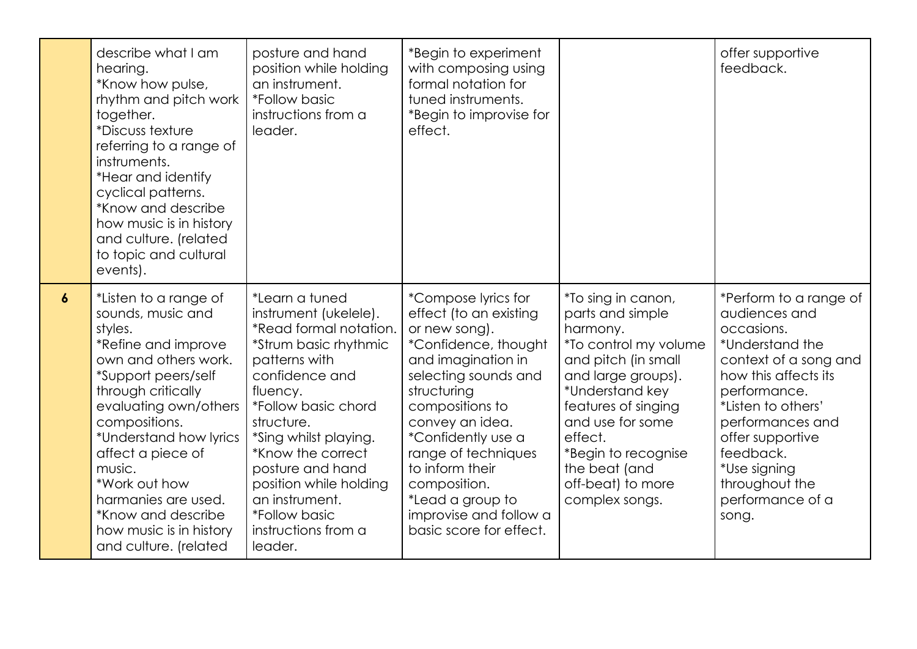| | | | | | |
|---|---|---|---|---|---|
| | describe what I am hearing.<br>*Know how pulse, rhythm and pitch work together.<br>*Discuss texture referring to a range of instruments.<br>*Hear and identify cyclical patterns.<br>*Know and describe how music is in history and culture. (related to topic and cultural events). | posture and hand position while holding an instrument.<br>*Follow basic instructions from a leader. | *Begin to experiment with composing using formal notation for tuned instruments.<br>*Begin to improvise for effect. | | offer supportive feedback. |
| **6** | *Listen to a range of sounds, music and styles.<br>*Refine and improve own and others work.<br>*Support peers/self through critically evaluating own/others compositions.<br>*Understand how lyrics affect a piece of music.<br>*Work out how harmanies are used.<br>*Know and describe how music is in history and culture. (related | *Learn a tuned instrument (ukelele).<br>*Read formal notation.<br>*Strum basic rhythmic patterns with confidence and fluency.<br>*Follow basic chord structure.<br>*Sing whilst playing.<br>*Know the correct posture and hand position while holding an instrument.<br>*Follow basic instructions from a leader. | *Compose lyrics for effect (to an existing or new song).<br>*Confidence, thought and imagination in selecting sounds and structuring compositions to convey an idea.<br>*Confidently use a range of techniques to inform their composition.<br>*Lead a group to improvise and follow a basic score for effect. | *To sing in canon, parts and simple harmony.<br>*To control my volume and pitch (in small and large groups).<br>*Understand key features of singing and use for some effect.<br>*Begin to recognise the beat (and off-beat) to more complex songs. | *Perform to a range of audiences and occasions.<br>*Understand the context of a song and how this affects its performance.<br>*Listen to others' performances and offer supportive feedback.<br>*Use signing throughout the performance of a song. |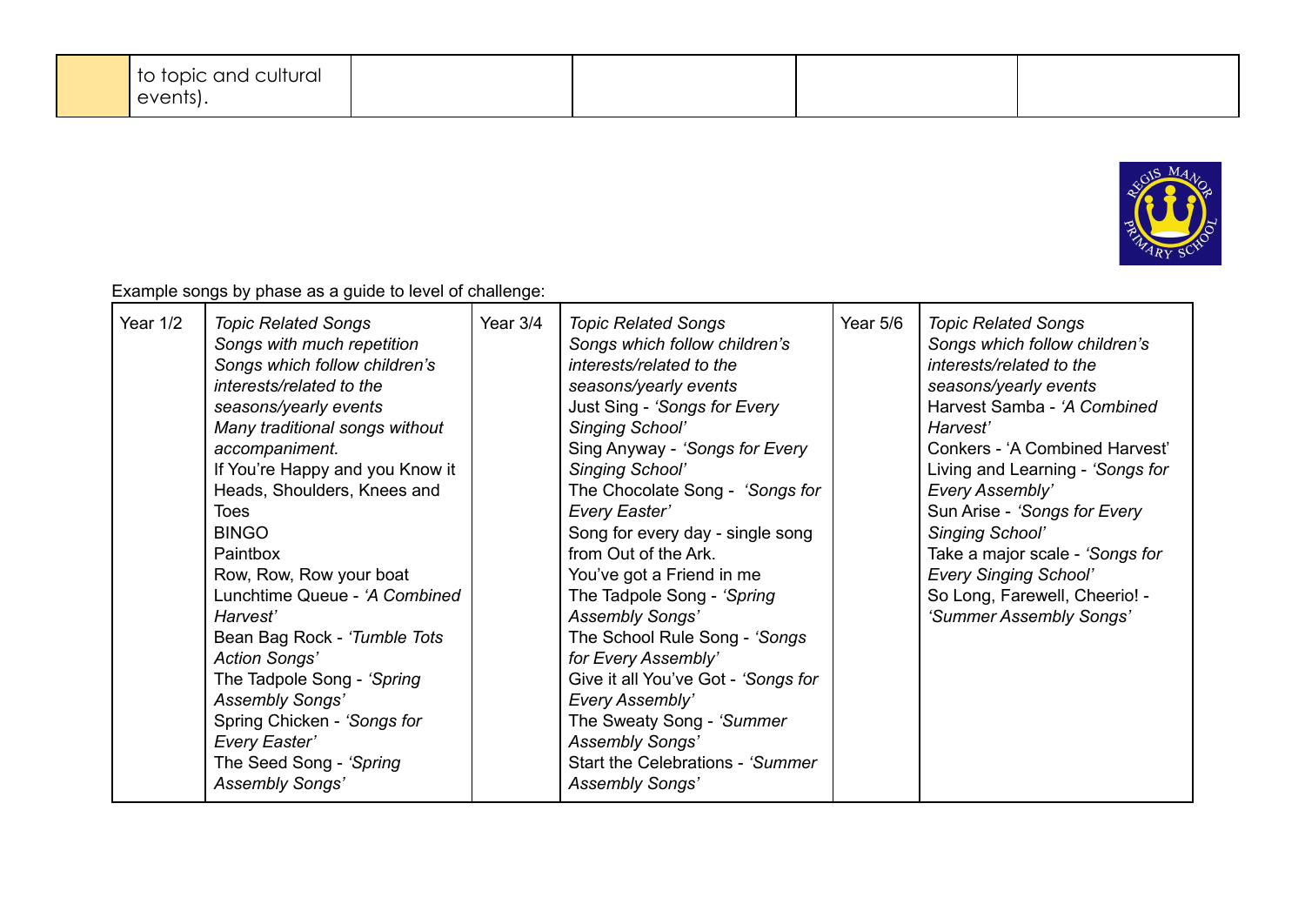| | to topic and cultural events). | | | | |
|---|---|---|---|---|---|

Example songs by phase as a guide to level of challenge:

| | | | | | |
|---|---|---|---|---|---|
| Year 1/2 | *Topic Related Songs*<br>*Songs with much repetition*<br>*Songs which follow children's interests/related to the seasons/yearly events*<br>*Many traditional songs without accompaniment.*<br>If You're Happy and you Know it<br>Heads, Shoulders, Knees and Toes<br>BINGO<br>Paintbox<br>Row, Row, Row your boat<br>Lunchtime Queue - *'A Combined Harvest'*<br>Bean Bag Rock - *'Tumble Tots Action Songs'*<br>The Tadpole Song - *'Spring Assembly Songs'*<br>Spring Chicken - *'Songs for Every Easter'*<br>The Seed Song - *'Spring Assembly Songs'* | Year 3/4 | *Topic Related Songs*<br>*Songs which follow children's interests/related to the seasons/yearly events*<br>Just Sing - *'Songs for Every Singing School'*<br>Sing Anyway - *'Songs for Every Singing School'*<br>The Chocolate Song - *'Songs for Every Easter'*<br>Song for every day - single song from Out of the Ark.<br>You've got a Friend in me<br>The Tadpole Song - *'Spring Assembly Songs'*<br>The School Rule Song - *'Songs for Every Assembly'*<br>Give it all You've Got - *'Songs for Every Assembly'*<br>The Sweaty Song - *'Summer Assembly Songs'*<br>Start the Celebrations - *'Summer Assembly Songs'* | Year 5/6 | *Topic Related Songs*<br>*Songs which follow children's interests/related to the seasons/yearly events*<br>Harvest Samba - *'A Combined Harvest'*<br>Conkers - 'A Combined Harvest'<br>Living and Learning - *'Songs for Every Assembly'*<br>Sun Arise - *'Songs for Every Singing School'*<br>Take a major scale - *'Songs for Every Singing School'*<br>So Long, Farewell, Cheerio! - *'Summer Assembly Songs'* |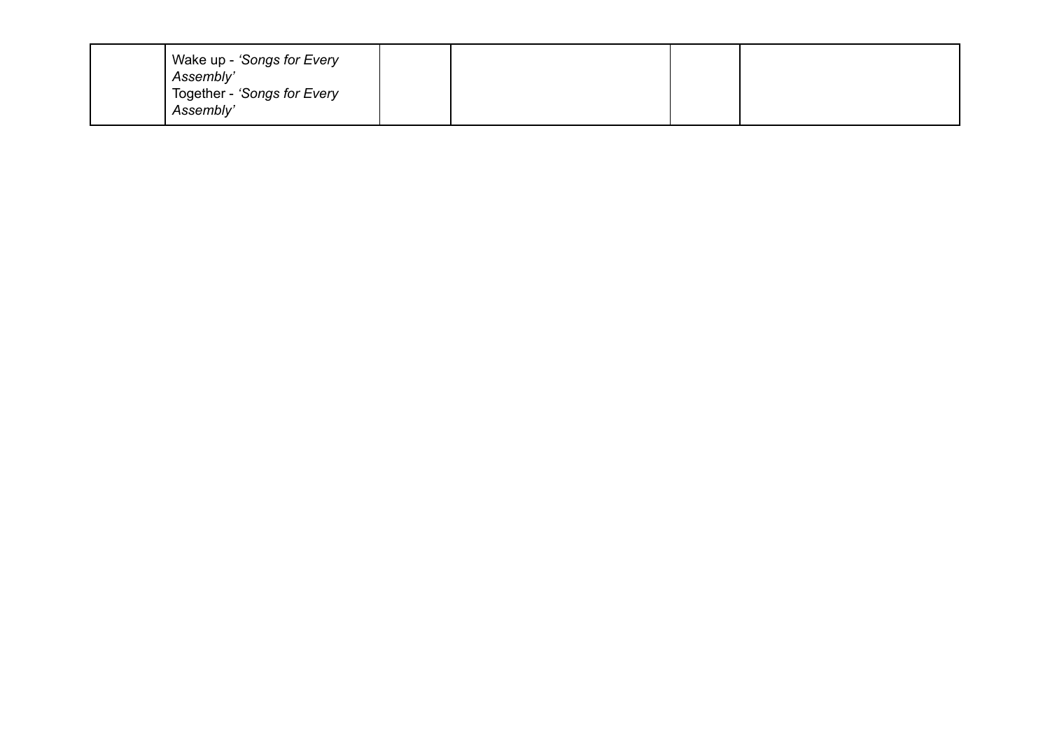| | | | | | |
|---|---|---|---|---|---|
| | Wake up - *'Songs for Every Assembly'*<br>Together - *'Songs for Every Assembly'* | | | | |